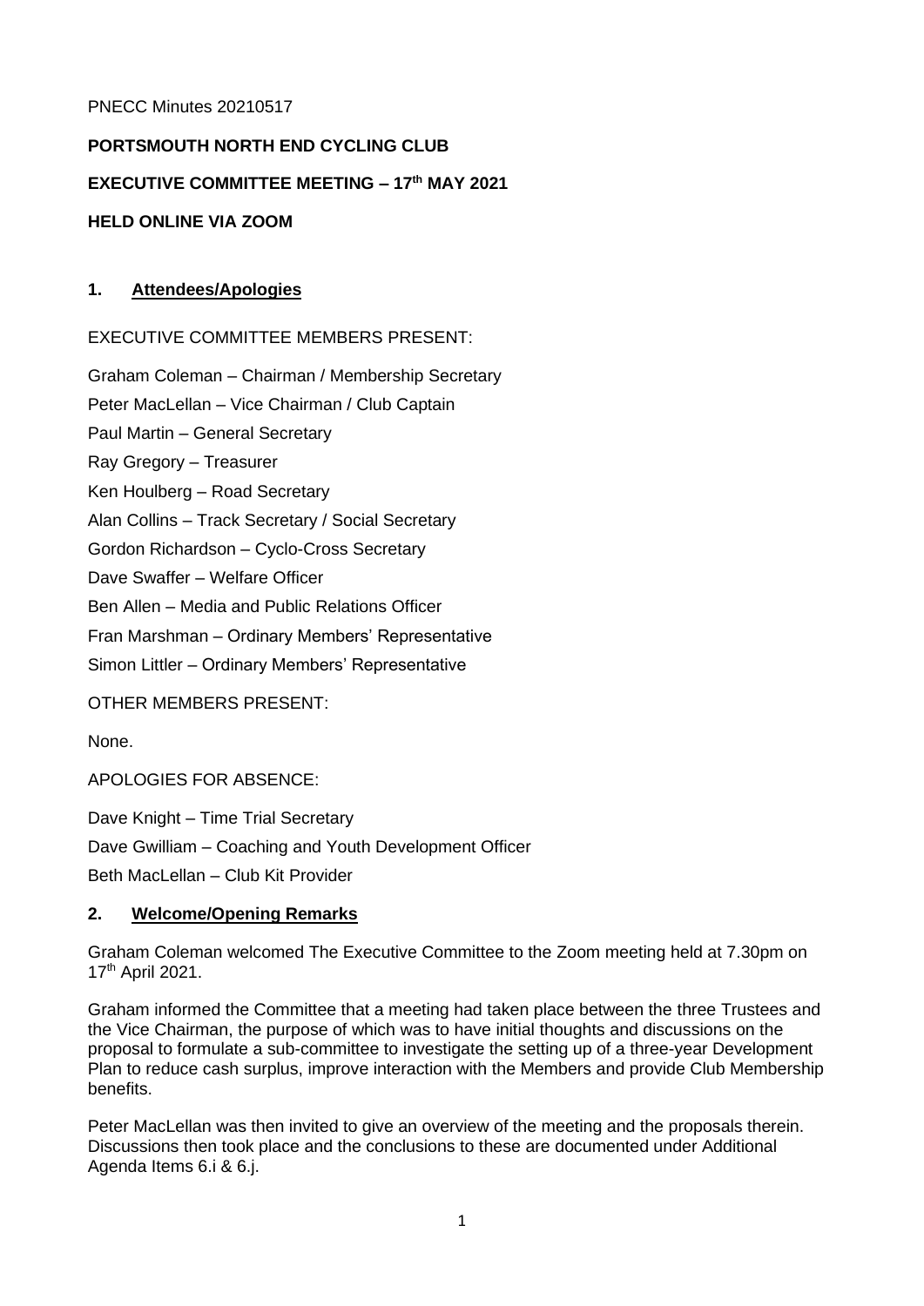PNECC Minutes 20210517

**PORTSMOUTH NORTH END CYCLING CLUB**

**EXECUTIVE COMMITTEE MEETING – 17th MAY 2021**

**HELD ONLINE VIA ZOOM**

## 1. Attendees/Apologies

EXECUTIVE COMMITTEE MEMBERS PRESENT:

Graham Coleman – Chairman / Membership Secretary

Peter MacLellan – Vice Chairman / Club Captain

Paul Martin – General Secretary

Ray Gregory – Treasurer

Ken Houlberg – Road Secretary

Alan Collins – Track Secretary / Social Secretary

Gordon Richardson – Cyclo-Cross Secretary

Dave Swaffer – Welfare Officer

Ben Allen – Media and Public Relations Officer

Fran Marshman – Ordinary Members' Representative

Simon Littler – Ordinary Members' Representative

OTHER MEMBERS PRESENT:

None.

APOLOGIES FOR ABSENCE:

Dave Knight – Time Trial Secretary

Dave Gwilliam – Coaching and Youth Development Officer

Beth MacLellan – Club Kit Provider

## 2. Welcome/Opening Remarks

Graham Coleman welcomed The Executive Committee to the Zoom meeting held at 7.30pm on 17th April 2021.

Graham informed the Committee that a meeting had taken place between the three Trustees and the Vice Chairman, the purpose of which was to have initial thoughts and discussions on the proposal to formulate a sub-committee to investigate the setting up of a three-year Development Plan to reduce cash surplus, improve interaction with the Members and provide Club Membership benefits.

Peter MacLellan was then invited to give an overview of the meeting and the proposals therein. Discussions then took place and the conclusions to these are documented under Additional Agenda Items 6.i & 6.j.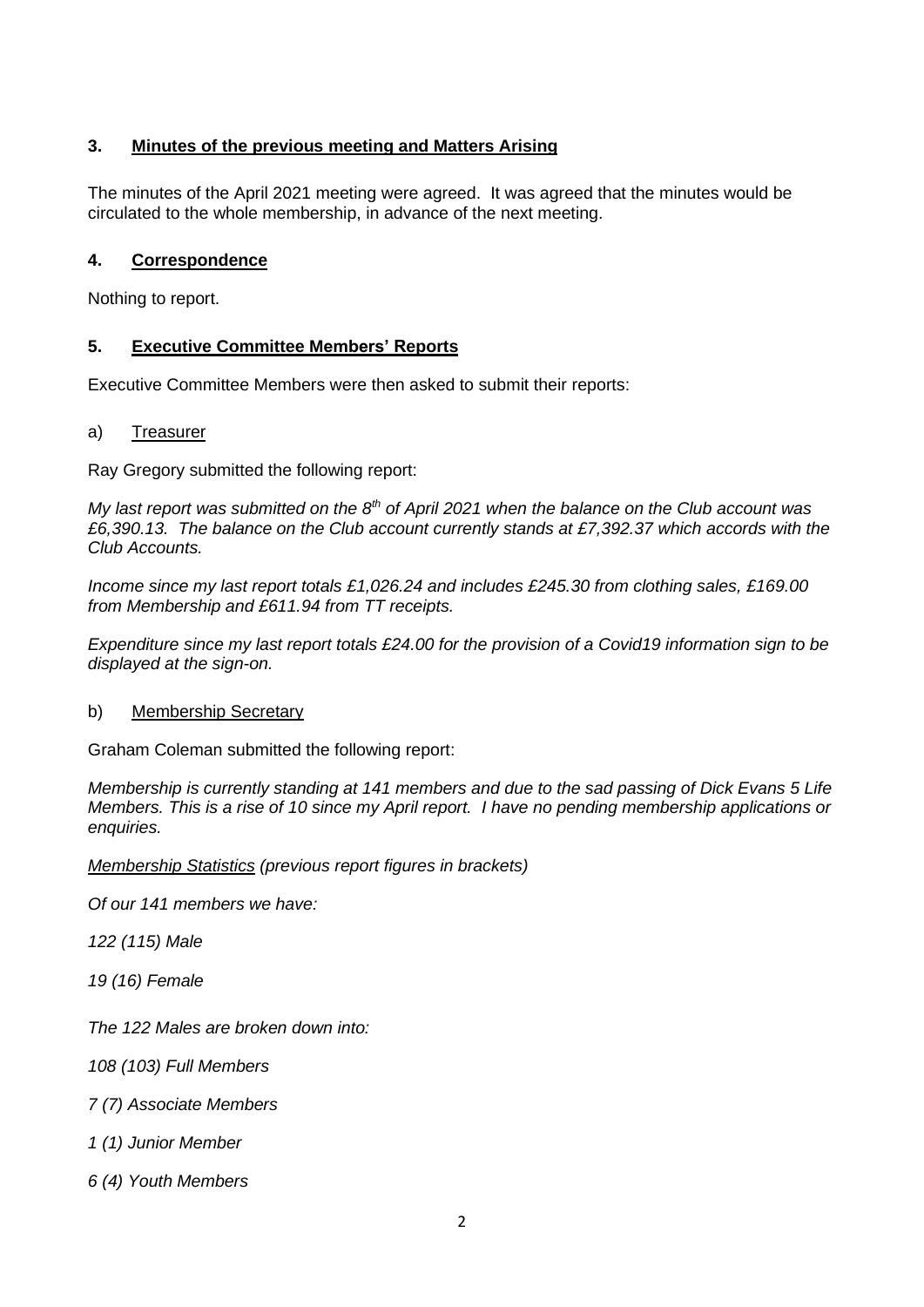## 3. Minutes of the previous meeting and Matters Arising

The minutes of the April 2021 meeting were agreed. It was agreed that the minutes would be circulated to the whole membership, in advance of the next meeting.

## 4. Correspondence

Nothing to report.

## 5. Executive Committee Members' Reports

Executive Committee Members were then asked to submit their reports:

### a) Treasurer

Ray Gregory submitted the following report:

*My last report was submitted on the 8th of April 2021 when the balance on the Club account was £6,390.13. The balance on the Club account currently stands at £7,392.37 which accords with the Club Accounts.*

*Income since my last report totals £1,026.24 and includes £245.30 from clothing sales, £169.00 from Membership and £611.94 from TT receipts.*

*Expenditure since my last report totals £24.00 for the provision of a Covid19 information sign to be displayed at the sign-on.*

### b) Membership Secretary

Graham Coleman submitted the following report:

*Membership is currently standing at 141 members and due to the sad passing of Dick Evans 5 Life Members. This is a rise of 10 since my April report. I have no pending membership applications or enquiries.*

*Membership Statistics (previous report figures in brackets)*

*Of our 141 members we have:*

*122 (115) Male*

*19 (16) Female*

*The 122 Males are broken down into:*

*108 (103) Full Members*

*7 (7) Associate Members*

*1 (1) Junior Member*

*6 (4) Youth Members*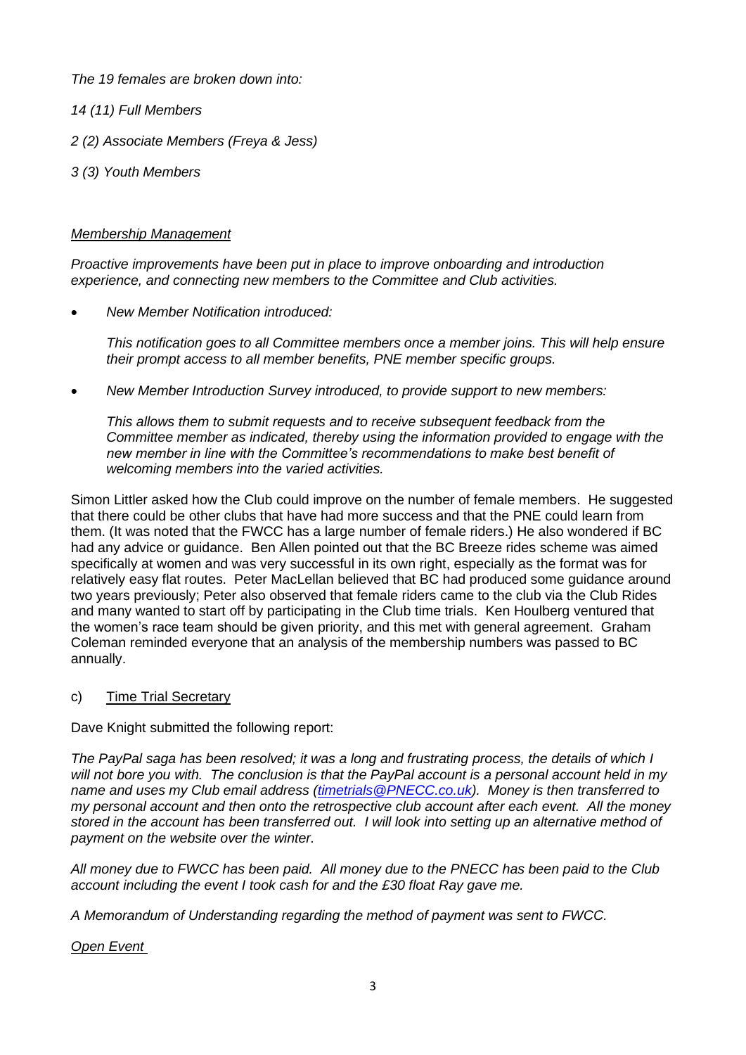*The 19 females are broken down into:*

*14 (11) Full Members*

*2 (2) Associate Members (Freya & Jess)*

*3 (3) Youth Members*

*Membership Management*

*Proactive improvements have been put in place to improve onboarding and introduction experience, and connecting new members to the Committee and Club activities.*

- *New Member Notification introduced:*

  *This notification goes to all Committee members once a member joins. This will help ensure their prompt access to all member benefits, PNE member specific groups.*

- *New Member Introduction Survey introduced, to provide support to new members:*

  *This allows them to submit requests and to receive subsequent feedback from the Committee member as indicated, thereby using the information provided to engage with the new member in line with the Committee's recommendations to make best benefit of welcoming members into the varied activities.*

Simon Littler asked how the Club could improve on the number of female members. He suggested that there could be other clubs that have had more success and that the PNE could learn from them. (It was noted that the FWCC has a large number of female riders.) He also wondered if BC had any advice or guidance. Ben Allen pointed out that the BC Breeze rides scheme was aimed specifically at women and was very successful in its own right, especially as the format was for relatively easy flat routes. Peter MacLellan believed that BC had produced some guidance around two years previously; Peter also observed that female riders came to the club via the Club Rides and many wanted to start off by participating in the Club time trials. Ken Houlberg ventured that the women's race team should be given priority, and this met with general agreement. Graham Coleman reminded everyone that an analysis of the membership numbers was passed to BC annually.

c) Time Trial Secretary

Dave Knight submitted the following report:

*The PayPal saga has been resolved; it was a long and frustrating process, the details of which I will not bore you with. The conclusion is that the PayPal account is a personal account held in my name and uses my Club email address (timetrials@PNECC.co.uk). Money is then transferred to my personal account and then onto the retrospective club account after each event. All the money stored in the account has been transferred out. I will look into setting up an alternative method of payment on the website over the winter.*

*All money due to FWCC has been paid. All money due to the PNECC has been paid to the Club account including the event I took cash for and the £30 float Ray gave me.*

*A Memorandum of Understanding regarding the method of payment was sent to FWCC.*

*Open Event*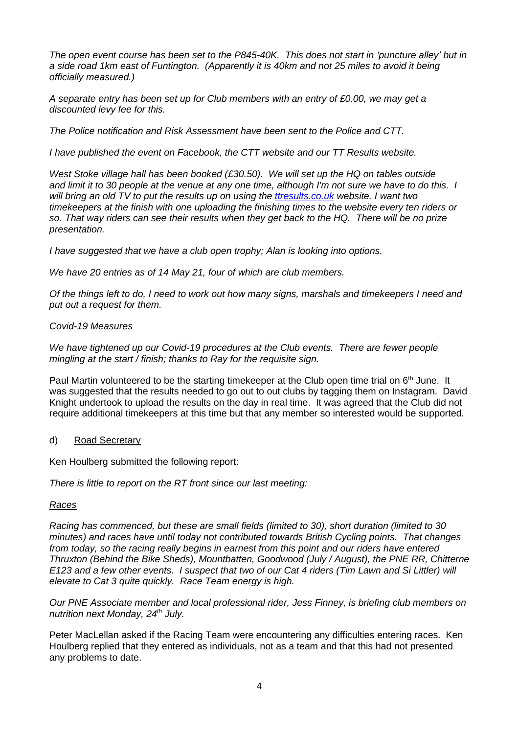*The open event course has been set to the P845-40K. This does not start in 'puncture alley' but in a side road 1km east of Funtington. (Apparently it is 40km and not 25 miles to avoid it being officially measured.)*

*A separate entry has been set up for Club members with an entry of £0.00, we may get a discounted levy fee for this.*

*The Police notification and Risk Assessment have been sent to the Police and CTT.*

*I have published the event on Facebook, the CTT website and our TT Results website.*

*West Stoke village hall has been booked (£30.50). We will set up the HQ on tables outside and limit it to 30 people at the venue at any one time, although I'm not sure we have to do this. I will bring an old TV to put the results up on using the [ttresults.co.uk](ttresults.co.uk) website. I want two timekeepers at the finish with one uploading the finishing times to the website every ten riders or so. That way riders can see their results when they get back to the HQ. There will be no prize presentation.*

*I have suggested that we have a club open trophy; Alan is looking into options.*

*We have 20 entries as of 14 May 21, four of which are club members.*

*Of the things left to do, I need to work out how many signs, marshals and timekeepers I need and put out a request for them.*

*Covid-19 Measures*

*We have tightened up our Covid-19 procedures at the Club events. There are fewer people mingling at the start / finish; thanks to Ray for the requisite sign.*

Paul Martin volunteered to be the starting timekeeper at the Club open time trial on 6th June. It was suggested that the results needed to go out to out clubs by tagging them on Instagram. David Knight undertook to upload the results on the day in real time. It was agreed that the Club did not require additional timekeepers at this time but that any member so interested would be supported.

d) Road Secretary

Ken Houlberg submitted the following report:

*There is little to report on the RT front since our last meeting:*

*Races*

*Racing has commenced, but these are small fields (limited to 30), short duration (limited to 30 minutes) and races have until today not contributed towards British Cycling points. That changes from today, so the racing really begins in earnest from this point and our riders have entered Thruxton (Behind the Bike Sheds), Mountbatten, Goodwood (July / August), the PNE RR, Chitterne E123 and a few other events. I suspect that two of our Cat 4 riders (Tim Lawn and Si Littler) will elevate to Cat 3 quite quickly. Race Team energy is high.*

*Our PNE Associate member and local professional rider, Jess Finney, is briefing club members on nutrition next Monday, 24th July.*

Peter MacLellan asked if the Racing Team were encountering any difficulties entering races. Ken Houlberg replied that they entered as individuals, not as a team and that this had not presented any problems to date.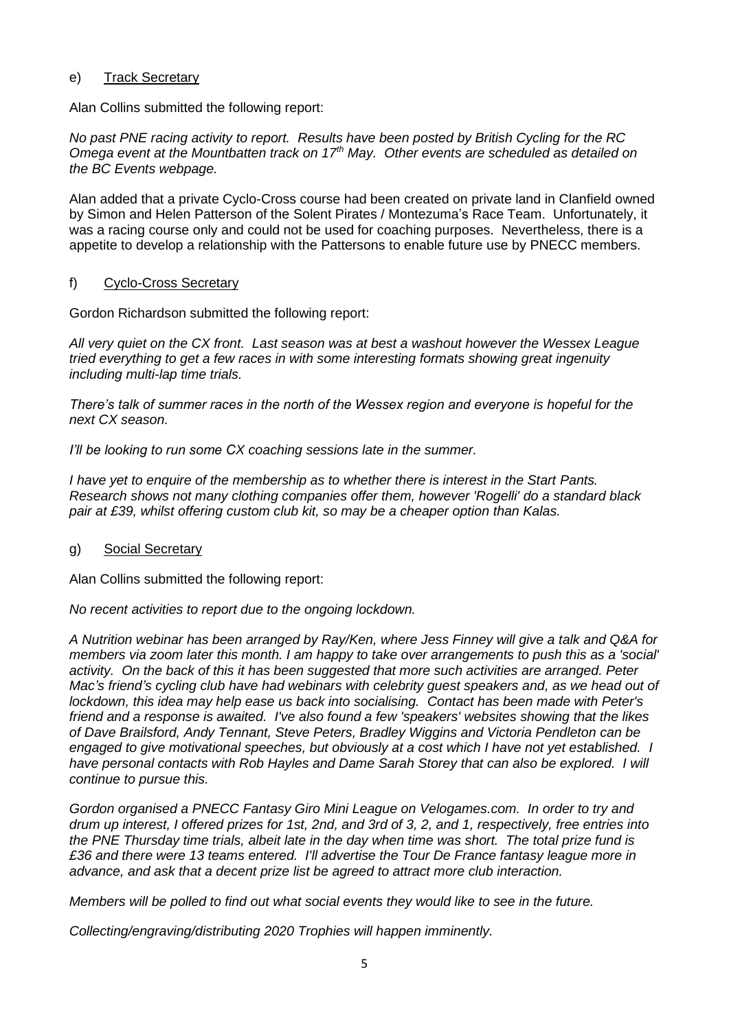e) Track Secretary

Alan Collins submitted the following report:

*No past PNE racing activity to report. Results have been posted by British Cycling for the RC Omega event at the Mountbatten track on 17$^{th}$ May. Other events are scheduled as detailed on the BC Events webpage.*

Alan added that a private Cyclo-Cross course had been created on private land in Clanfield owned by Simon and Helen Patterson of the Solent Pirates / Montezuma's Race Team. Unfortunately, it was a racing course only and could not be used for coaching purposes. Nevertheless, there is a appetite to develop a relationship with the Pattersons to enable future use by PNECC members.

f) Cyclo-Cross Secretary

Gordon Richardson submitted the following report:

*All very quiet on the CX front. Last season was at best a washout however the Wessex League tried everything to get a few races in with some interesting formats showing great ingenuity including multi-lap time trials.*

*There's talk of summer races in the north of the Wessex region and everyone is hopeful for the next CX season.*

*I'll be looking to run some CX coaching sessions late in the summer.*

*I have yet to enquire of the membership as to whether there is interest in the Start Pants. Research shows not many clothing companies offer them, however 'Rogelli' do a standard black pair at £39, whilst offering custom club kit, so may be a cheaper option than Kalas.*

g) Social Secretary

Alan Collins submitted the following report:

*No recent activities to report due to the ongoing lockdown.*

*A Nutrition webinar has been arranged by Ray/Ken, where Jess Finney will give a talk and Q&A for members via zoom later this month. I am happy to take over arrangements to push this as a 'social' activity. On the back of this it has been suggested that more such activities are arranged. Peter Mac's friend's cycling club have had webinars with celebrity guest speakers and, as we head out of lockdown, this idea may help ease us back into socialising. Contact has been made with Peter's friend and a response is awaited. I've also found a few 'speakers' websites showing that the likes of Dave Brailsford, Andy Tennant, Steve Peters, Bradley Wiggins and Victoria Pendleton can be engaged to give motivational speeches, but obviously at a cost which I have not yet established. I have personal contacts with Rob Hayles and Dame Sarah Storey that can also be explored. I will continue to pursue this.*

*Gordon organised a PNECC Fantasy Giro Mini League on Velogames.com. In order to try and drum up interest, I offered prizes for 1st, 2nd, and 3rd of 3, 2, and 1, respectively, free entries into the PNE Thursday time trials, albeit late in the day when time was short. The total prize fund is £36 and there were 13 teams entered. I'll advertise the Tour De France fantasy league more in advance, and ask that a decent prize list be agreed to attract more club interaction.*

*Members will be polled to find out what social events they would like to see in the future.*

*Collecting/engraving/distributing 2020 Trophies will happen imminently.*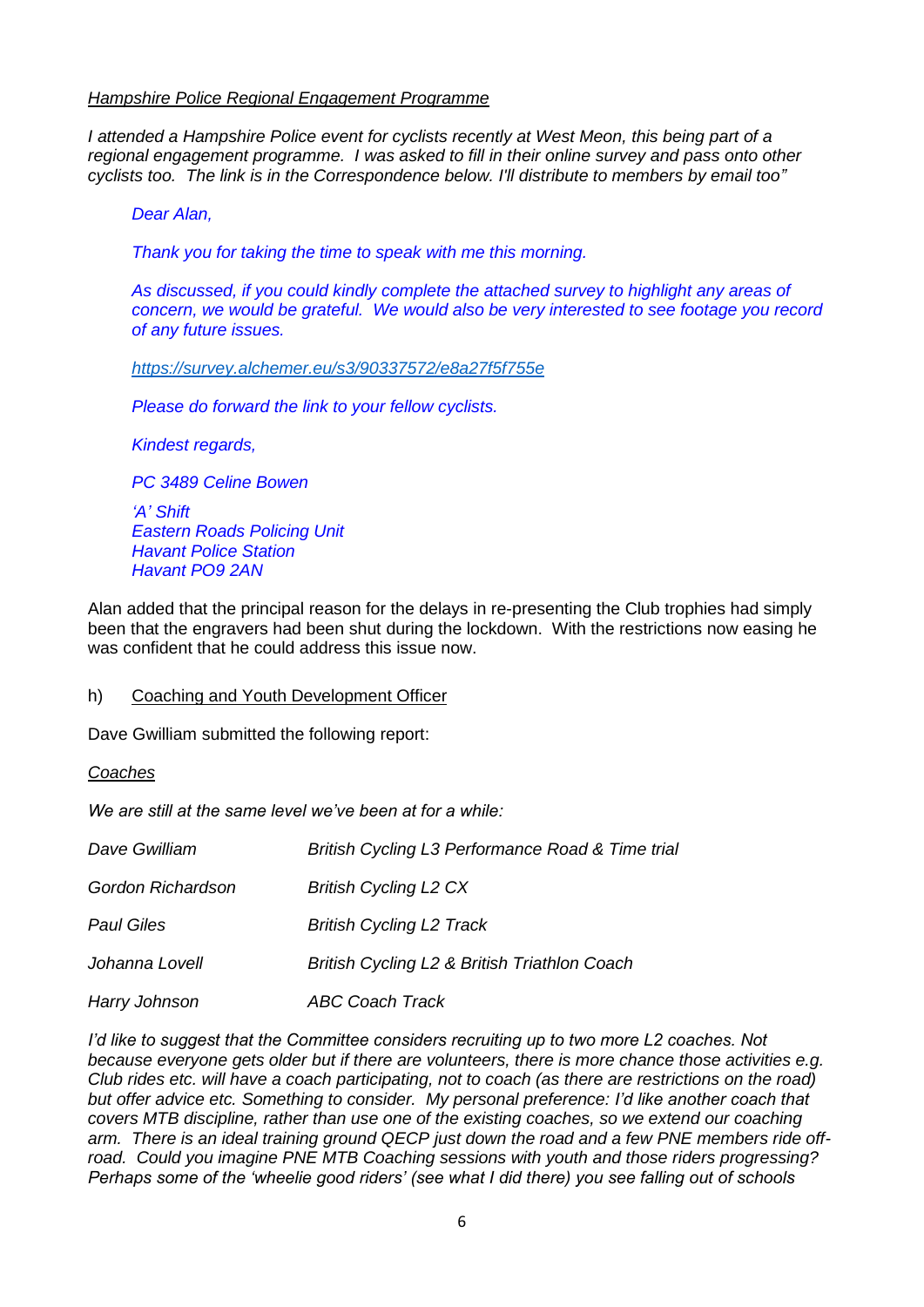*Hampshire Police Regional Engagement Programme*

*I attended a Hampshire Police event for cyclists recently at West Meon, this being part of a regional engagement programme. I was asked to fill in their online survey and pass onto other cyclists too. The link is in the Correspondence below. I'll distribute to members by email too"*

> *Dear Alan,*
>
> *Thank you for taking the time to speak with me this morning.*
>
> *As discussed, if you could kindly complete the attached survey to highlight any areas of concern, we would be grateful. We would also be very interested to see footage you record of any future issues.*
>
> *https://survey.alchemer.eu/s3/90337572/e8a27f5f755e*
>
> *Please do forward the link to your fellow cyclists.*
>
> *Kindest regards,*
>
> *PC 3489 Celine Bowen*
>
> *'A' Shift*
> *Eastern Roads Policing Unit*
> *Havant Police Station*
> *Havant PO9 2AN*

Alan added that the principal reason for the delays in re-presenting the Club trophies had simply been that the engravers had been shut during the lockdown. With the restrictions now easing he was confident that he could address this issue now.

h) Coaching and Youth Development Officer

Dave Gwilliam submitted the following report:

*Coaches*

*We are still at the same level we've been at for a while:*

| | |
|---|---|
| *Dave Gwilliam* | *British Cycling L3 Performance Road & Time trial* |
| *Gordon Richardson* | *British Cycling L2 CX* |
| *Paul Giles* | *British Cycling L2 Track* |
| *Johanna Lovell* | *British Cycling L2 & British Triathlon Coach* |
| *Harry Johnson* | *ABC Coach Track* |

*I'd like to suggest that the Committee considers recruiting up to two more L2 coaches. Not because everyone gets older but if there are volunteers, there is more chance those activities e.g. Club rides etc. will have a coach participating, not to coach (as there are restrictions on the road) but offer advice etc. Something to consider. My personal preference: I'd like another coach that covers MTB discipline, rather than use one of the existing coaches, so we extend our coaching arm. There is an ideal training ground QECP just down the road and a few PNE members ride off-road. Could you imagine PNE MTB Coaching sessions with youth and those riders progressing? Perhaps some of the 'wheelie good riders' (see what I did there) you see falling out of schools*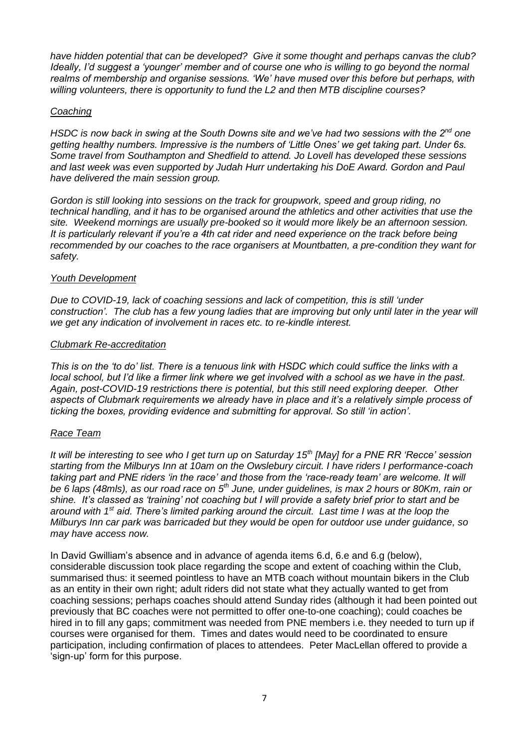*have hidden potential that can be developed? Give it some thought and perhaps canvas the club? Ideally, I'd suggest a 'younger' member and of course one who is willing to go beyond the normal realms of membership and organise sessions. 'We' have mused over this before but perhaps, with willing volunteers, there is opportunity to fund the L2 and then MTB discipline courses?*

*Coaching*

*HSDC is now back in swing at the South Downs site and we've had two sessions with the 2nd one getting healthy numbers. Impressive is the numbers of 'Little Ones' we get taking part. Under 6s. Some travel from Southampton and Shedfield to attend. Jo Lovell has developed these sessions and last week was even supported by Judah Hurr undertaking his DoE Award. Gordon and Paul have delivered the main session group.*

*Gordon is still looking into sessions on the track for groupwork, speed and group riding, no technical handling, and it has to be organised around the athletics and other activities that use the site. Weekend mornings are usually pre-booked so it would more likely be an afternoon session. It is particularly relevant if you're a 4th cat rider and need experience on the track before being recommended by our coaches to the race organisers at Mountbatten, a pre-condition they want for safety.*

*Youth Development*

*Due to COVID-19, lack of coaching sessions and lack of competition, this is still 'under construction'. The club has a few young ladies that are improving but only until later in the year will we get any indication of involvement in races etc. to re-kindle interest.*

*Clubmark Re-accreditation*

*This is on the 'to do' list. There is a tenuous link with HSDC which could suffice the links with a local school, but I'd like a firmer link where we get involved with a school as we have in the past. Again, post-COVID-19 restrictions there is potential, but this still need exploring deeper. Other aspects of Clubmark requirements we already have in place and it's a relatively simple process of ticking the boxes, providing evidence and submitting for approval. So still 'in action'.*

*Race Team*

*It will be interesting to see who I get turn up on Saturday 15th [May] for a PNE RR 'Recce' session starting from the Milburys Inn at 10am on the Owslebury circuit. I have riders I performance-coach taking part and PNE riders 'in the race' and those from the 'race-ready team' are welcome. It will be 6 laps (48mls), as our road race on 5th June, under guidelines, is max 2 hours or 80Km, rain or shine. It's classed as 'training' not coaching but I will provide a safety brief prior to start and be around with 1st aid. There's limited parking around the circuit. Last time I was at the loop the Milburys Inn car park was barricaded but they would be open for outdoor use under guidance, so may have access now.*

In David Gwilliam's absence and in advance of agenda items 6.d, 6.e and 6.g (below), considerable discussion took place regarding the scope and extent of coaching within the Club, summarised thus: it seemed pointless to have an MTB coach without mountain bikers in the Club as an entity in their own right; adult riders did not state what they actually wanted to get from coaching sessions; perhaps coaches should attend Sunday rides (although it had been pointed out previously that BC coaches were not permitted to offer one-to-one coaching); could coaches be hired in to fill any gaps; commitment was needed from PNE members i.e. they needed to turn up if courses were organised for them. Times and dates would need to be coordinated to ensure participation, including confirmation of places to attendees. Peter MacLellan offered to provide a 'sign-up' form for this purpose.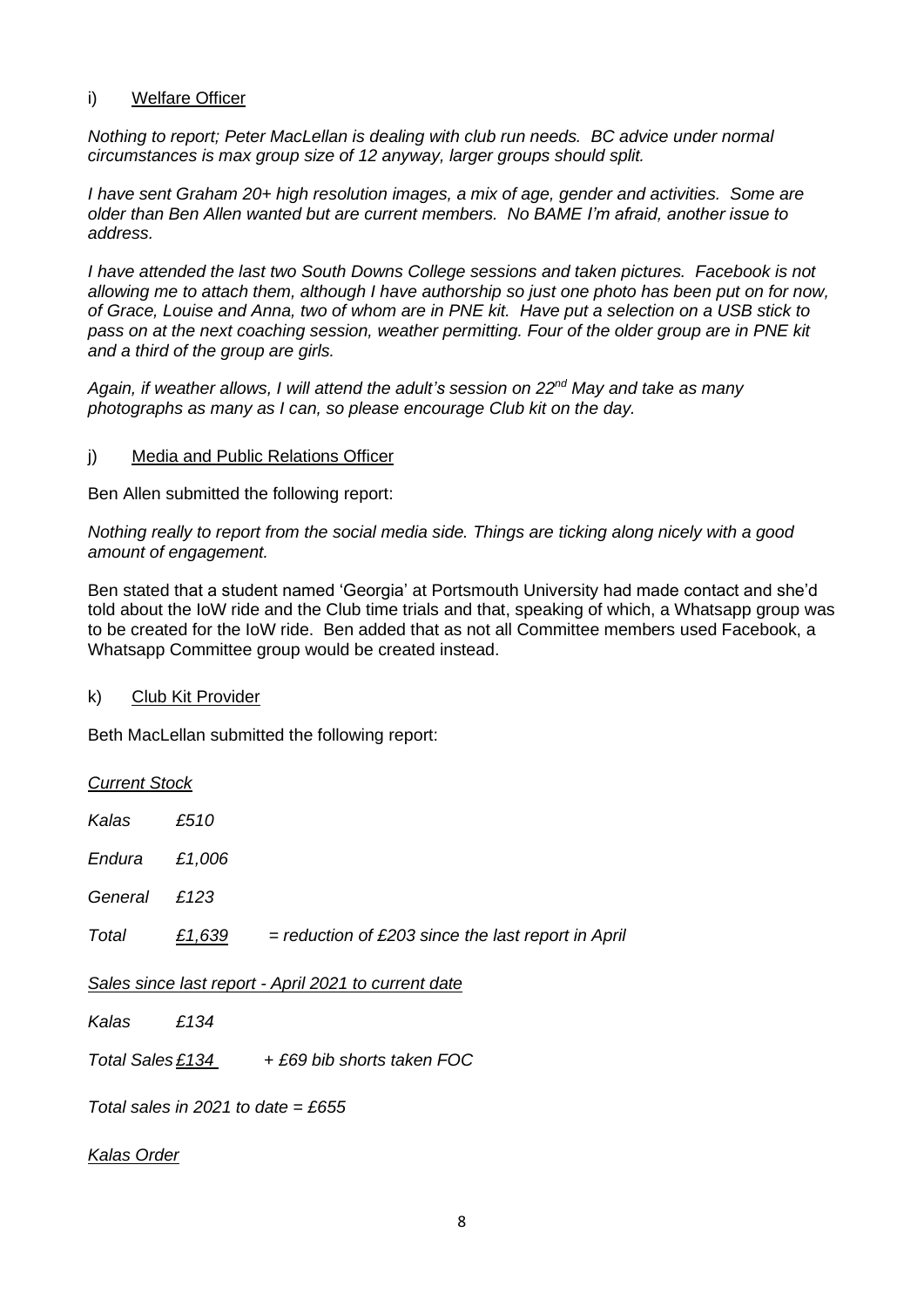i) Welfare Officer

*Nothing to report; Peter MacLellan is dealing with club run needs. BC advice under normal circumstances is max group size of 12 anyway, larger groups should split.*

*I have sent Graham 20+ high resolution images, a mix of age, gender and activities. Some are older than Ben Allen wanted but are current members. No BAME I'm afraid, another issue to address.*

*I have attended the last two South Downs College sessions and taken pictures. Facebook is not allowing me to attach them, although I have authorship so just one photo has been put on for now, of Grace, Louise and Anna, two of whom are in PNE kit. Have put a selection on a USB stick to pass on at the next coaching session, weather permitting. Four of the older group are in PNE kit and a third of the group are girls.*

*Again, if weather allows, I will attend the adult's session on 22nd May and take as many photographs as many as I can, so please encourage Club kit on the day.*

j) Media and Public Relations Officer

Ben Allen submitted the following report:

*Nothing really to report from the social media side. Things are ticking along nicely with a good amount of engagement.*

Ben stated that a student named 'Georgia' at Portsmouth University had made contact and she'd told about the IoW ride and the Club time trials and that, speaking of which, a Whatsapp group was to be created for the IoW ride. Ben added that as not all Committee members used Facebook, a Whatsapp Committee group would be created instead.

k) Club Kit Provider

Beth MacLellan submitted the following report:

*Current Stock*

| | | |
|---|---|---|
| *Kalas* | *£510* | |
| *Endura* | *£1,006* | |
| *General* | *£123* | |
| *Total* | *£1,639* | *= reduction of £203 since the last report in April* |

*Sales since last report - April 2021 to current date*

| | | |
|---|---|---|
| *Kalas* | *£134* | |
| *Total Sales* | *£134* | *+ £69 bib shorts taken FOC* |

*Total sales in 2021 to date = £655*

*Kalas Order*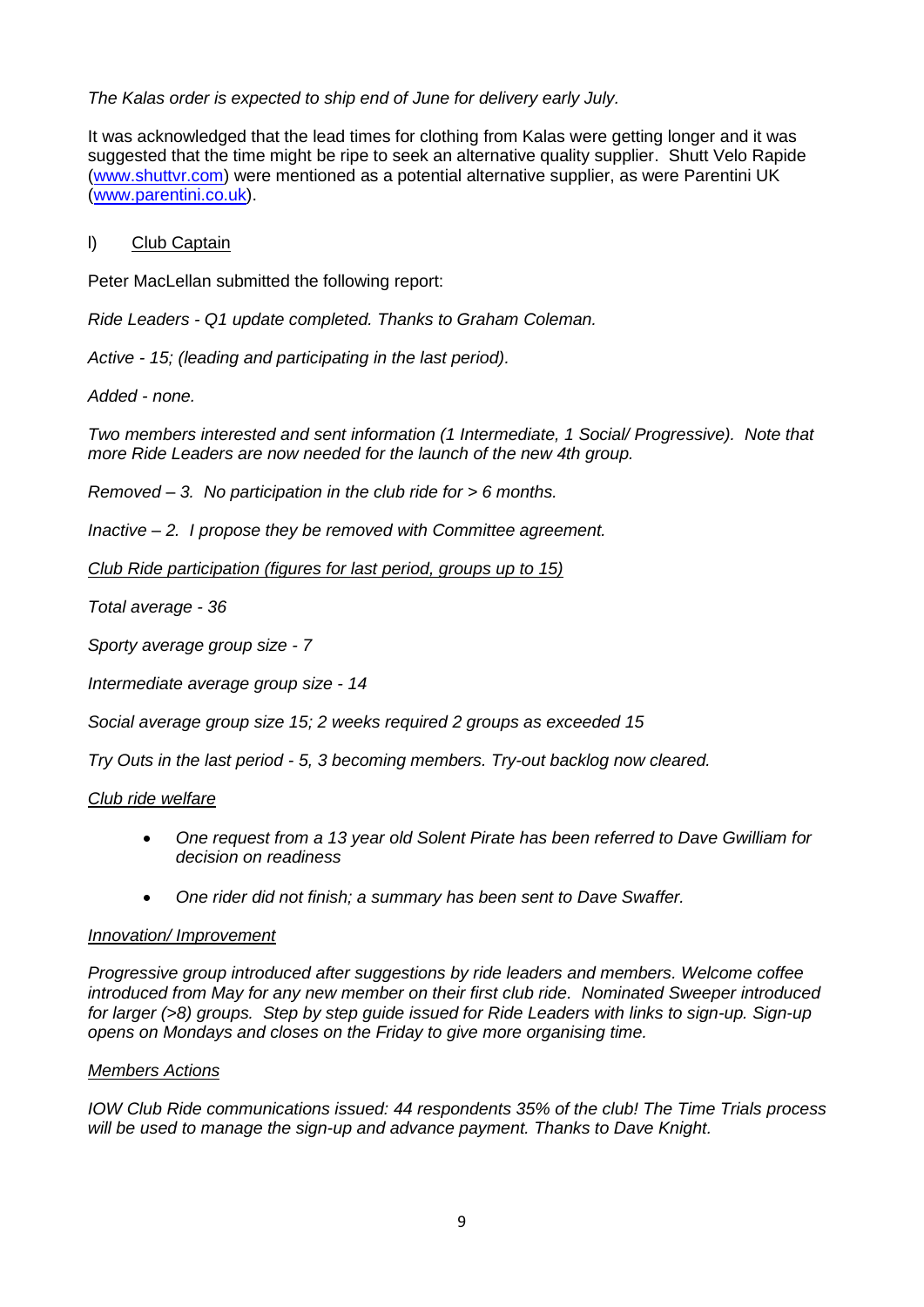*The Kalas order is expected to ship end of June for delivery early July.*

It was acknowledged that the lead times for clothing from Kalas were getting longer and it was suggested that the time might be ripe to seek an alternative quality supplier. Shutt Velo Rapide (www.shuttvr.com) were mentioned as a potential alternative supplier, as were Parentini UK (www.parentini.co.uk).

l) Club Captain

Peter MacLellan submitted the following report:

*Ride Leaders - Q1 update completed. Thanks to Graham Coleman.*

*Active - 15; (leading and participating in the last period).*

*Added - none.*

*Two members interested and sent information (1 Intermediate, 1 Social/ Progressive). Note that more Ride Leaders are now needed for the launch of the new 4th group.*

*Removed – 3. No participation in the club ride for > 6 months.*

*Inactive – 2. I propose they be removed with Committee agreement.*

*Club Ride participation (figures for last period, groups up to 15)*

*Total average - 36*

*Sporty average group size - 7*

*Intermediate average group size - 14*

*Social average group size 15; 2 weeks required 2 groups as exceeded 15*

*Try Outs in the last period - 5, 3 becoming members. Try-out backlog now cleared.*

*Club ride welfare*

- *One request from a 13 year old Solent Pirate has been referred to Dave Gwilliam for decision on readiness*
- *One rider did not finish; a summary has been sent to Dave Swaffer.*

*Innovation/ Improvement*

*Progressive group introduced after suggestions by ride leaders and members. Welcome coffee introduced from May for any new member on their first club ride. Nominated Sweeper introduced for larger (>8) groups. Step by step guide issued for Ride Leaders with links to sign-up. Sign-up opens on Mondays and closes on the Friday to give more organising time.*

*Members Actions*

*IOW Club Ride communications issued: 44 respondents 35% of the club! The Time Trials process will be used to manage the sign-up and advance payment. Thanks to Dave Knight.*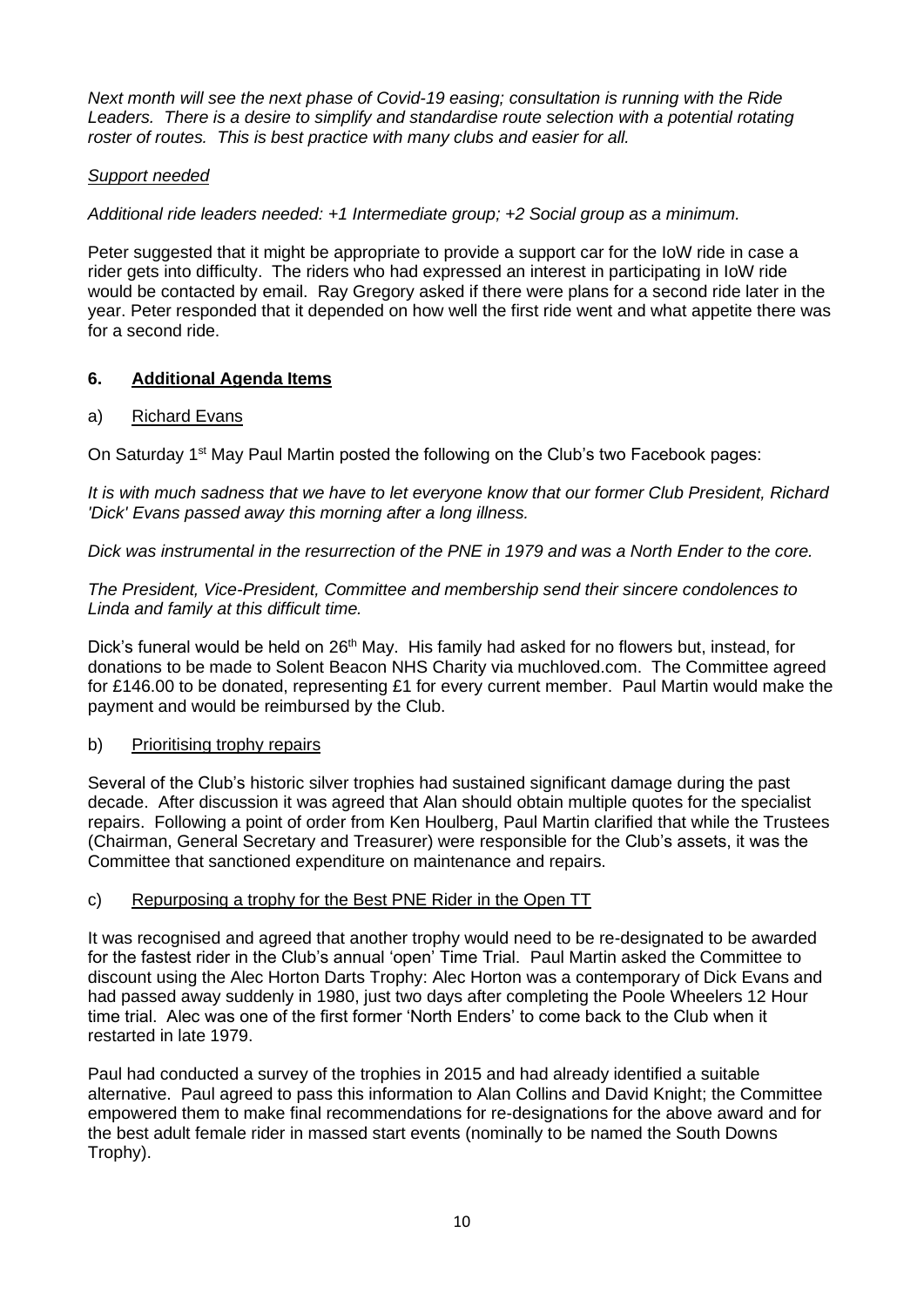*Next month will see the next phase of Covid-19 easing; consultation is running with the Ride Leaders. There is a desire to simplify and standardise route selection with a potential rotating roster of routes. This is best practice with many clubs and easier for all.*

*Support needed*

*Additional ride leaders needed: +1 Intermediate group; +2 Social group as a minimum.*

Peter suggested that it might be appropriate to provide a support car for the IoW ride in case a rider gets into difficulty. The riders who had expressed an interest in participating in IoW ride would be contacted by email. Ray Gregory asked if there were plans for a second ride later in the year. Peter responded that it depended on how well the first ride went and what appetite there was for a second ride.

## 6. Additional Agenda Items

### a) Richard Evans

On Saturday 1st May Paul Martin posted the following on the Club's two Facebook pages:

*It is with much sadness that we have to let everyone know that our former Club President, Richard 'Dick' Evans passed away this morning after a long illness.*

*Dick was instrumental in the resurrection of the PNE in 1979 and was a North Ender to the core.*

*The President, Vice-President, Committee and membership send their sincere condolences to Linda and family at this difficult time.*

Dick's funeral would be held on 26th May. His family had asked for no flowers but, instead, for donations to be made to Solent Beacon NHS Charity via muchloved.com. The Committee agreed for £146.00 to be donated, representing £1 for every current member. Paul Martin would make the payment and would be reimbursed by the Club.

### b) Prioritising trophy repairs

Several of the Club's historic silver trophies had sustained significant damage during the past decade. After discussion it was agreed that Alan should obtain multiple quotes for the specialist repairs. Following a point of order from Ken Houlberg, Paul Martin clarified that while the Trustees (Chairman, General Secretary and Treasurer) were responsible for the Club's assets, it was the Committee that sanctioned expenditure on maintenance and repairs.

### c) Repurposing a trophy for the Best PNE Rider in the Open TT

It was recognised and agreed that another trophy would need to be re-designated to be awarded for the fastest rider in the Club's annual 'open' Time Trial. Paul Martin asked the Committee to discount using the Alec Horton Darts Trophy: Alec Horton was a contemporary of Dick Evans and had passed away suddenly in 1980, just two days after completing the Poole Wheelers 12 Hour time trial. Alec was one of the first former 'North Enders' to come back to the Club when it restarted in late 1979.

Paul had conducted a survey of the trophies in 2015 and had already identified a suitable alternative. Paul agreed to pass this information to Alan Collins and David Knight; the Committee empowered them to make final recommendations for re-designations for the above award and for the best adult female rider in massed start events (nominally to be named the South Downs Trophy).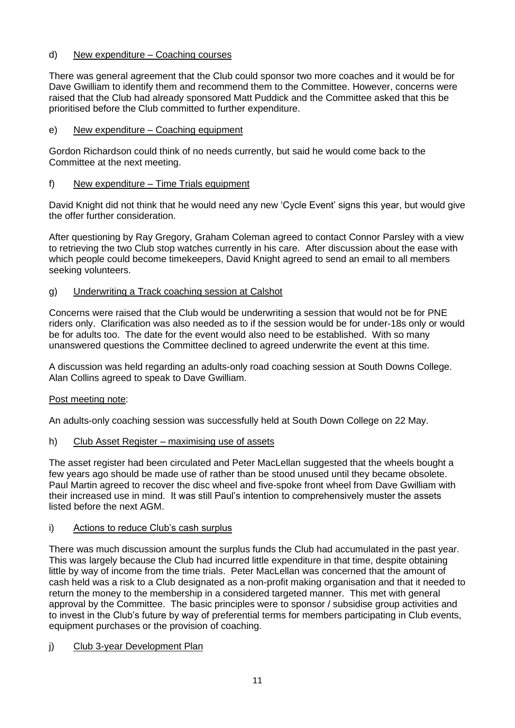d) <u>New expenditure – Coaching courses</u>

There was general agreement that the Club could sponsor two more coaches and it would be for Dave Gwilliam to identify them and recommend them to the Committee. However, concerns were raised that the Club had already sponsored Matt Puddick and the Committee asked that this be prioritised before the Club committed to further expenditure.

e) <u>New expenditure – Coaching equipment</u>

Gordon Richardson could think of no needs currently, but said he would come back to the Committee at the next meeting.

f) <u>New expenditure – Time Trials equipment</u>

David Knight did not think that he would need any new 'Cycle Event' signs this year, but would give the offer further consideration.

After questioning by Ray Gregory, Graham Coleman agreed to contact Connor Parsley with a view to retrieving the two Club stop watches currently in his care. After discussion about the ease with which people could become timekeepers, David Knight agreed to send an email to all members seeking volunteers.

g) <u>Underwriting a Track coaching session at Calshot</u>

Concerns were raised that the Club would be underwriting a session that would not be for PNE riders only. Clarification was also needed as to if the session would be for under-18s only or would be for adults too. The date for the event would also need to be established. With so many unanswered questions the Committee declined to agreed underwrite the event at this time.

A discussion was held regarding an adults-only road coaching session at South Downs College. Alan Collins agreed to speak to Dave Gwilliam.

<u>Post meeting note</u>:

An adults-only coaching session was successfully held at South Down College on 22 May.

h) <u>Club Asset Register – maximising use of assets</u>

The asset register had been circulated and Peter MacLellan suggested that the wheels bought a few years ago should be made use of rather than be stood unused until they became obsolete. Paul Martin agreed to recover the disc wheel and five-spoke front wheel from Dave Gwilliam with their increased use in mind. It was still Paul's intention to comprehensively muster the assets listed before the next AGM.

i) <u>Actions to reduce Club's cash surplus</u>

There was much discussion amount the surplus funds the Club had accumulated in the past year. This was largely because the Club had incurred little expenditure in that time, despite obtaining little by way of income from the time trials. Peter MacLellan was concerned that the amount of cash held was a risk to a Club designated as a non-profit making organisation and that it needed to return the money to the membership in a considered targeted manner. This met with general approval by the Committee. The basic principles were to sponsor / subsidise group activities and to invest in the Club's future by way of preferential terms for members participating in Club events, equipment purchases or the provision of coaching.

j) <u>Club 3-year Development Plan</u>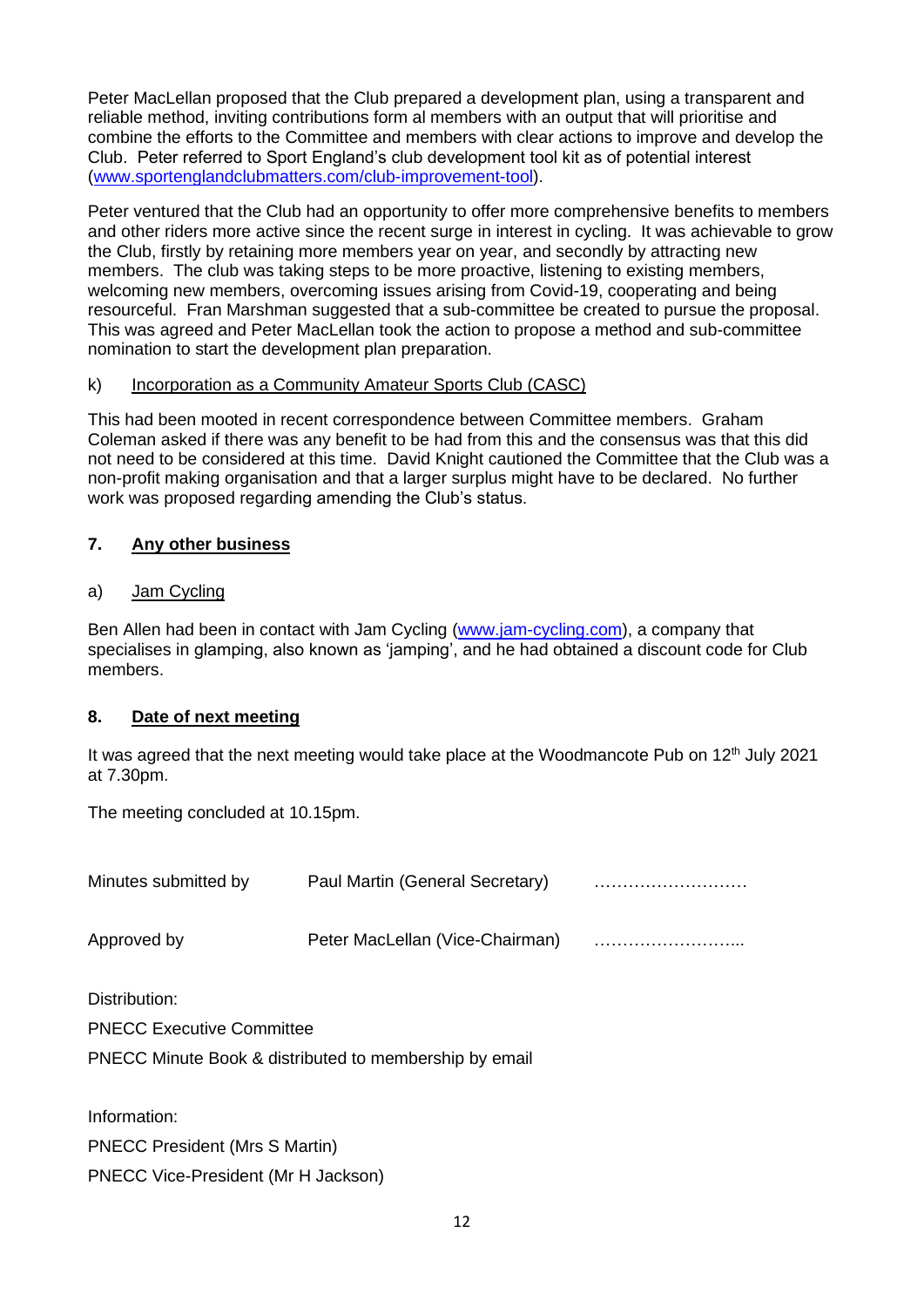Peter MacLellan proposed that the Club prepared a development plan, using a transparent and reliable method, inviting contributions form al members with an output that will prioritise and combine the efforts to the Committee and members with clear actions to improve and develop the Club. Peter referred to Sport England's club development tool kit as of potential interest ([www.sportenglandclubmatters.com/club-improvement-tool](www.sportenglandclubmatters.com/club-improvement-tool)).

Peter ventured that the Club had an opportunity to offer more comprehensive benefits to members and other riders more active since the recent surge in interest in cycling. It was achievable to grow the Club, firstly by retaining more members year on year, and secondly by attracting new members. The club was taking steps to be more proactive, listening to existing members, welcoming new members, overcoming issues arising from Covid-19, cooperating and being resourceful. Fran Marshman suggested that a sub-committee be created to pursue the proposal. This was agreed and Peter MacLellan took the action to propose a method and sub-committee nomination to start the development plan preparation.

k) <u>Incorporation as a Community Amateur Sports Club (CASC)</u>

This had been mooted in recent correspondence between Committee members. Graham Coleman asked if there was any benefit to be had from this and the consensus was that this did not need to be considered at this time. David Knight cautioned the Committee that the Club was a non-profit making organisation and that a larger surplus might have to be declared. No further work was proposed regarding amending the Club's status.

## 7. <u>Any other business</u>

a) <u>Jam Cycling</u>

Ben Allen had been in contact with Jam Cycling ([www.jam-cycling.com](www.jam-cycling.com)), a company that specialises in glamping, also known as 'jamping', and he had obtained a discount code for Club members.

## 8. <u>Date of next meeting</u>

It was agreed that the next meeting would take place at the Woodmancote Pub on 12th July 2021 at 7.30pm.

The meeting concluded at 10.15pm.

Minutes submitted by     Paul Martin (General Secretary)     ………………………

Approved by     Peter MacLellan (Vice-Chairman)     ……………………...

Distribution:

PNECC Executive Committee

PNECC Minute Book & distributed to membership by email

Information:

PNECC President (Mrs S Martin)

PNECC Vice-President (Mr H Jackson)